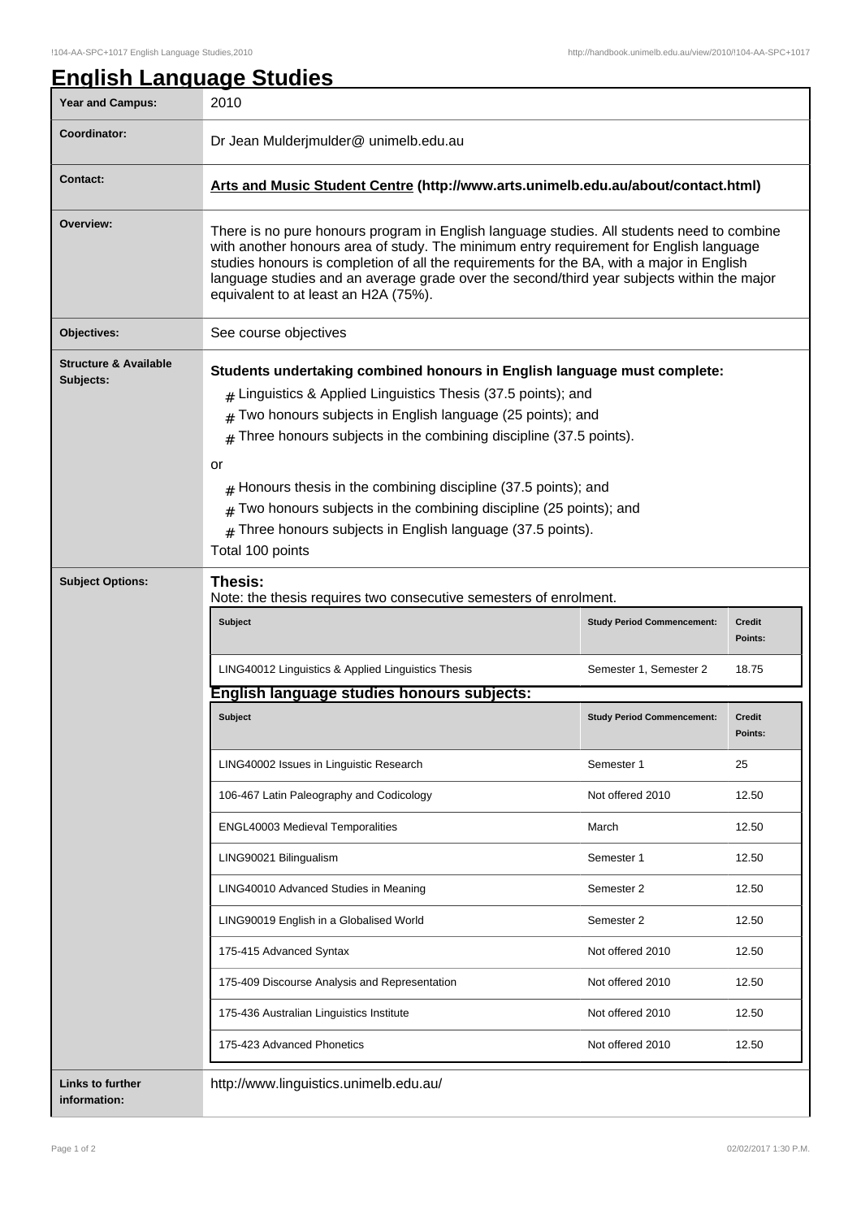# English Language Studies

| | |
|---|---|
| **Year and Campus:** | 2010 |
| **Coordinator:** | Dr Jean Mulderjmulder@ unimelb.edu.au |
| **Contact:** | **Arts and Music Student Centre (http://www.arts.unimelb.edu.au/about/contact.html)** |
| **Overview:** | There is no pure honours program in English language studies. All students need to combine with another honours area of study. The minimum entry requirement for English language studies honours is completion of all the requirements for the BA, with a major in English language studies and an average grade over the second/third year subjects within the major equivalent to at least an H2A (75%). |
| **Objectives:** | See course objectives |
| **Structure & Available Subjects:** | **Students undertaking combined honours in English language must complete:**<br># Linguistics & Applied Linguistics Thesis (37.5 points); and<br># Two honours subjects in English language (25 points); and<br># Three honours subjects in the combining discipline (37.5 points).<br>or<br># Honours thesis in the combining discipline (37.5 points); and<br># Two honours subjects in the combining discipline (25 points); and<br># Three honours subjects in English language (37.5 points).<br>Total 100 points |

**Subject Options:**

**Thesis:**

Note: the thesis requires two consecutive semesters of enrolment.

| Subject | Study Period Commencement: | Credit Points: |
|---|---|---|
| LING40012 Linguistics & Applied Linguistics Thesis | Semester 1, Semester 2 | 18.75 |

**English language studies honours subjects:**

| Subject | Study Period Commencement: | Credit Points: |
|---|---|---|
| LING40002 Issues in Linguistic Research | Semester 1 | 25 |
| 106-467 Latin Paleography and Codicology | Not offered 2010 | 12.50 |
| ENGL40003 Medieval Temporalities | March | 12.50 |
| LING90021 Bilingualism | Semester 1 | 12.50 |
| LING40010 Advanced Studies in Meaning | Semester 2 | 12.50 |
| LING90019 English in a Globalised World | Semester 2 | 12.50 |
| 175-415 Advanced Syntax | Not offered 2010 | 12.50 |
| 175-409 Discourse Analysis and Representation | Not offered 2010 | 12.50 |
| 175-436 Australian Linguistics Institute | Not offered 2010 | 12.50 |
| 175-423 Advanced Phonetics | Not offered 2010 | 12.50 |

**Links to further information:** http://www.linguistics.unimelb.edu.au/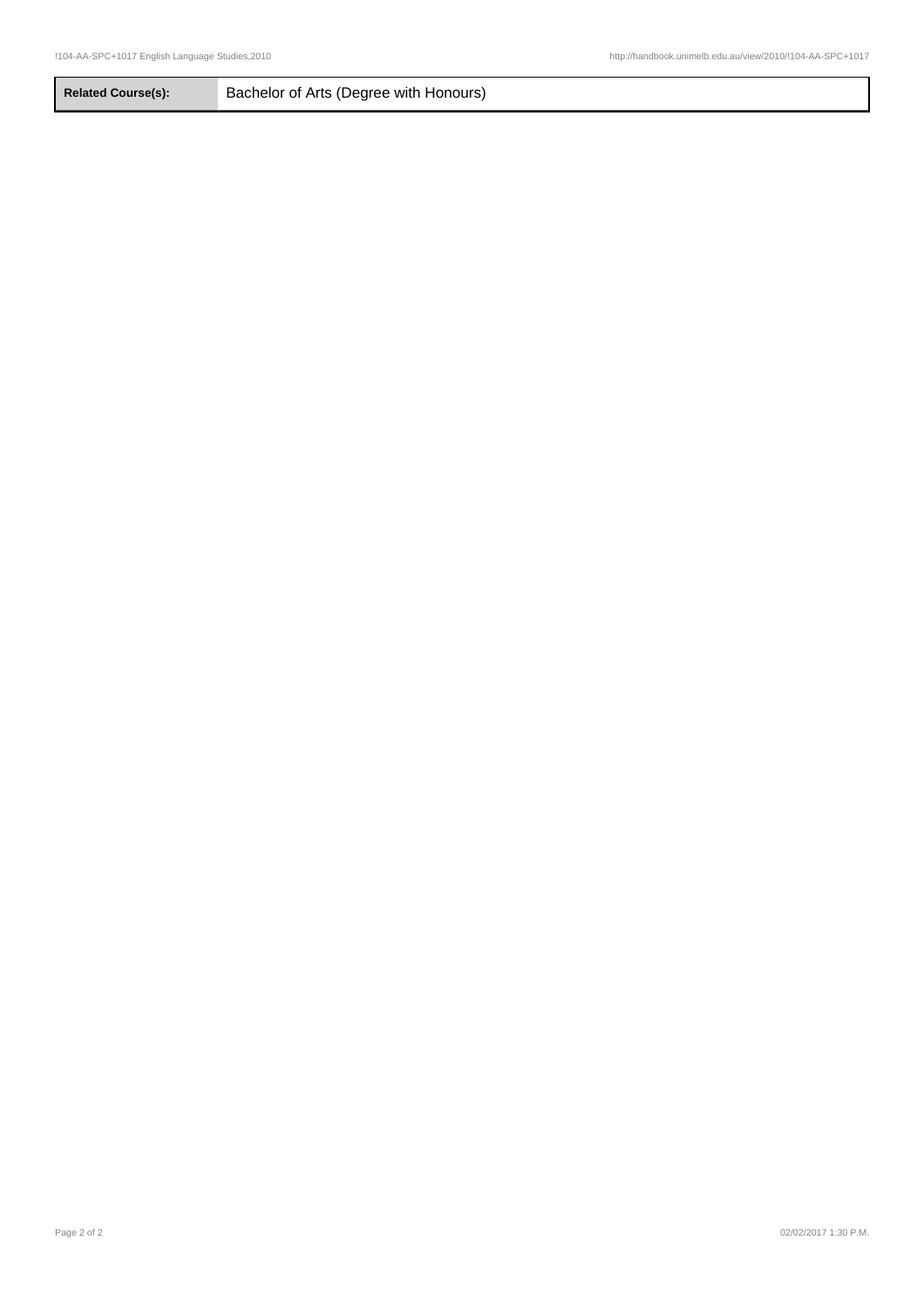| | |
|---|---|
| **Related Course(s):** | Bachelor of Arts (Degree with Honours) |